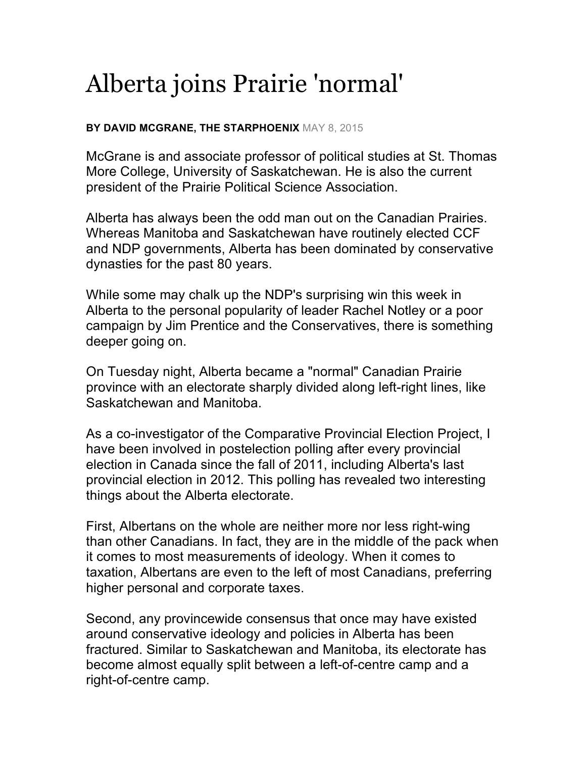# Alberta joins Prairie 'normal'

**BY DAVID MCGRANE, THE STARPHOENIX** MAY 8, 2015

McGrane is and associate professor of political studies at St. Thomas More College, University of Saskatchewan. He is also the current president of the Prairie Political Science Association.

Alberta has always been the odd man out on the Canadian Prairies. Whereas Manitoba and Saskatchewan have routinely elected CCF and NDP governments, Alberta has been dominated by conservative dynasties for the past 80 years.

While some may chalk up the NDP's surprising win this week in Alberta to the personal popularity of leader Rachel Notley or a poor campaign by Jim Prentice and the Conservatives, there is something deeper going on.

On Tuesday night, Alberta became a "normal" Canadian Prairie province with an electorate sharply divided along left-right lines, like Saskatchewan and Manitoba.

As a co-investigator of the Comparative Provincial Election Project, I have been involved in postelection polling after every provincial election in Canada since the fall of 2011, including Alberta's last provincial election in 2012. This polling has revealed two interesting things about the Alberta electorate.

First, Albertans on the whole are neither more nor less right-wing than other Canadians. In fact, they are in the middle of the pack when it comes to most measurements of ideology. When it comes to taxation, Albertans are even to the left of most Canadians, preferring higher personal and corporate taxes.

Second, any provincewide consensus that once may have existed around conservative ideology and policies in Alberta has been fractured. Similar to Saskatchewan and Manitoba, its electorate has become almost equally split between a left-of-centre camp and a right-of-centre camp.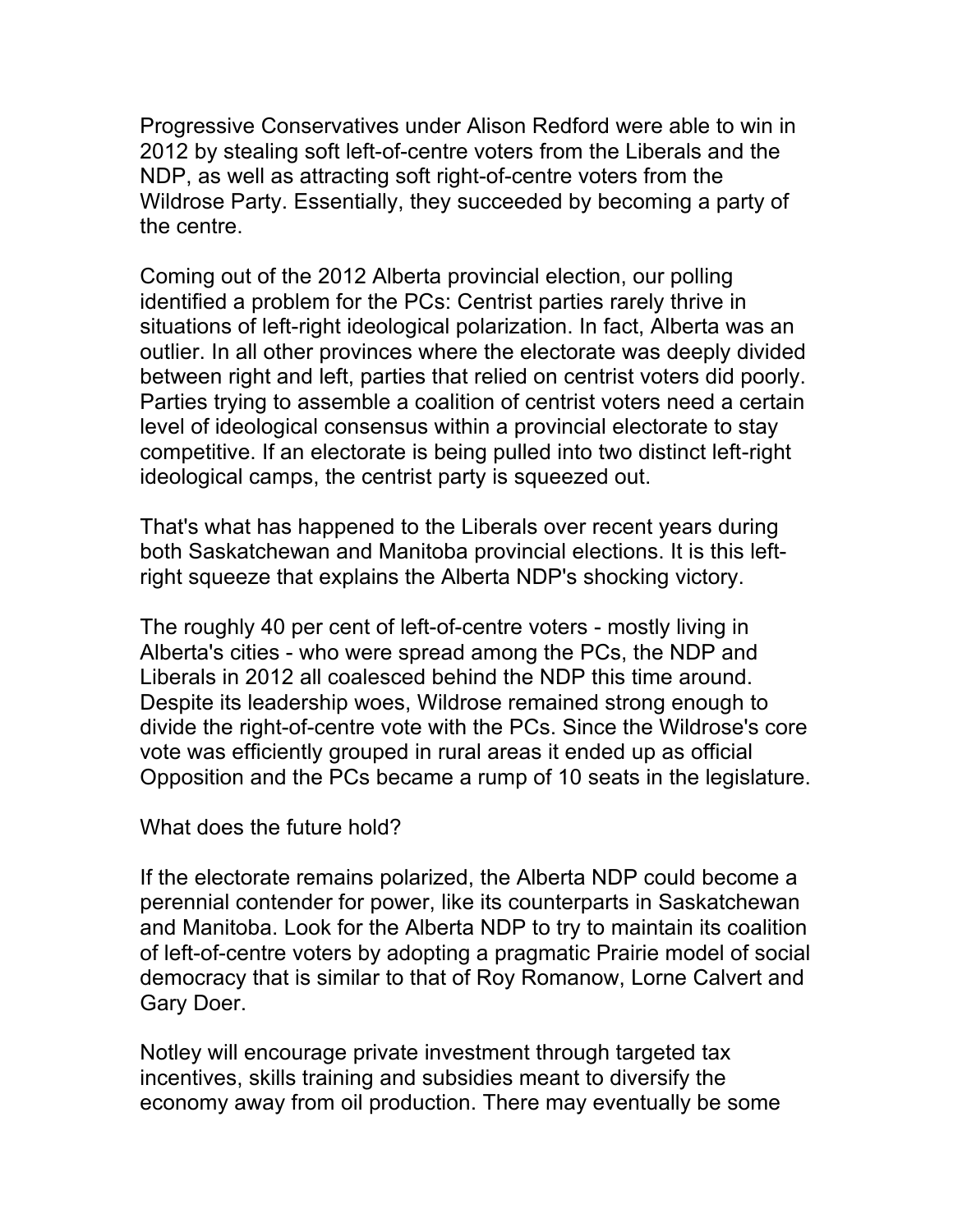Progressive Conservatives under Alison Redford were able to win in 2012 by stealing soft left-of-centre voters from the Liberals and the NDP, as well as attracting soft right-of-centre voters from the Wildrose Party. Essentially, they succeeded by becoming a party of the centre.

Coming out of the 2012 Alberta provincial election, our polling identified a problem for the PCs: Centrist parties rarely thrive in situations of left-right ideological polarization. In fact, Alberta was an outlier. In all other provinces where the electorate was deeply divided between right and left, parties that relied on centrist voters did poorly. Parties trying to assemble a coalition of centrist voters need a certain level of ideological consensus within a provincial electorate to stay competitive. If an electorate is being pulled into two distinct left-right ideological camps, the centrist party is squeezed out.

That's what has happened to the Liberals over recent years during both Saskatchewan and Manitoba provincial elections. It is this left-right squeeze that explains the Alberta NDP's shocking victory.

The roughly 40 per cent of left-of-centre voters - mostly living in Alberta's cities - who were spread among the PCs, the NDP and Liberals in 2012 all coalesced behind the NDP this time around. Despite its leadership woes, Wildrose remained strong enough to divide the right-of-centre vote with the PCs. Since the Wildrose's core vote was efficiently grouped in rural areas it ended up as official Opposition and the PCs became a rump of 10 seats in the legislature.

What does the future hold?

If the electorate remains polarized, the Alberta NDP could become a perennial contender for power, like its counterparts in Saskatchewan and Manitoba. Look for the Alberta NDP to try to maintain its coalition of left-of-centre voters by adopting a pragmatic Prairie model of social democracy that is similar to that of Roy Romanow, Lorne Calvert and Gary Doer.

Notley will encourage private investment through targeted tax incentives, skills training and subsidies meant to diversify the economy away from oil production. There may eventually be some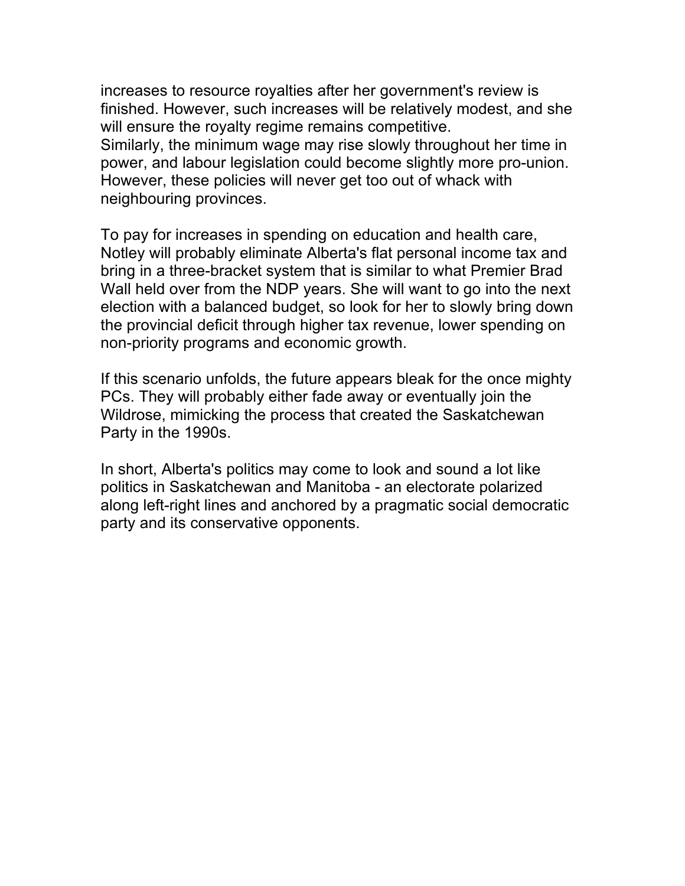increases to resource royalties after her government's review is finished. However, such increases will be relatively modest, and she will ensure the royalty regime remains competitive.
Similarly, the minimum wage may rise slowly throughout her time in power, and labour legislation could become slightly more pro-union. However, these policies will never get too out of whack with neighbouring provinces.

To pay for increases in spending on education and health care, Notley will probably eliminate Alberta's flat personal income tax and bring in a three-bracket system that is similar to what Premier Brad Wall held over from the NDP years. She will want to go into the next election with a balanced budget, so look for her to slowly bring down the provincial deficit through higher tax revenue, lower spending on non-priority programs and economic growth.

If this scenario unfolds, the future appears bleak for the once mighty PCs. They will probably either fade away or eventually join the Wildrose, mimicking the process that created the Saskatchewan Party in the 1990s.

In short, Alberta's politics may come to look and sound a lot like politics in Saskatchewan and Manitoba - an electorate polarized along left-right lines and anchored by a pragmatic social democratic party and its conservative opponents.